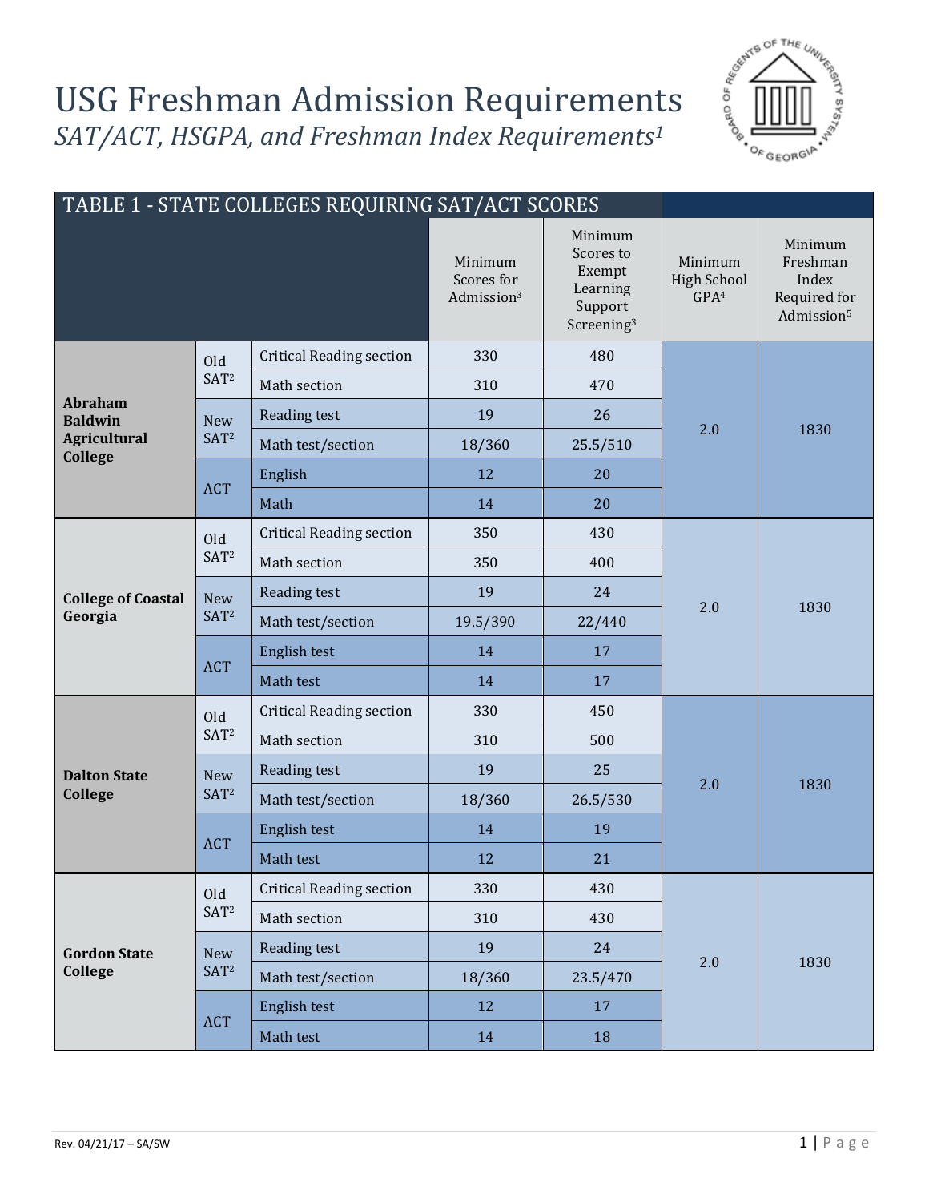# USG Freshman Admission Requirements

*SAT/ACT, HSGPA, and Freshman Index Requirements[1]*

| TABLE 1 - STATE COLLEGES REQUIRING SAT/ACT SCORES | | | Minimum Scores for Admission[3] | Minimum Scores to Exempt Learning Support Screening[3] | Minimum High School GPA[4] | Minimum Freshman Index Required for Admission[5] |
|---|---|---|---|---|---|---|
| **Abraham Baldwin Agricultural College** | Old SAT[2] | Critical Reading section | 330 | 480 | 2.0 | 1830 |
| | | Math section | 310 | 470 | | |
| | New SAT[2] | Reading test | 19 | 26 | | |
| | | Math test/section | 18/360 | 25.5/510 | | |
| | ACT | English | 12 | 20 | | |
| | | Math | 14 | 20 | | |
| **College of Coastal Georgia** | Old SAT[2] | Critical Reading section | 350 | 430 | 2.0 | 1830 |
| | | Math section | 350 | 400 | | |
| | New SAT[2] | Reading test | 19 | 24 | | |
| | | Math test/section | 19.5/390 | 22/440 | | |
| | ACT | English test | 14 | 17 | | |
| | | Math test | 14 | 17 | | |
| **Dalton State College** | Old SAT[2] | Critical Reading section | 330 | 450 | 2.0 | 1830 |
| | | Math section | 310 | 500 | | |
| | New SAT[2] | Reading test | 19 | 25 | | |
| | | Math test/section | 18/360 | 26.5/530 | | |
| | ACT | English test | 14 | 19 | | |
| | | Math test | 12 | 21 | | |
| **Gordon State College** | Old SAT[2] | Critical Reading section | 330 | 430 | 2.0 | 1830 |
| | | Math section | 310 | 430 | | |
| | New SAT[2] | Reading test | 19 | 24 | | |
| | | Math test/section | 18/360 | 23.5/470 | | |
| | ACT | English test | 12 | 17 | | |
| | | Math test | 14 | 18 | | |

Rev. 04/21/17 – SA/SW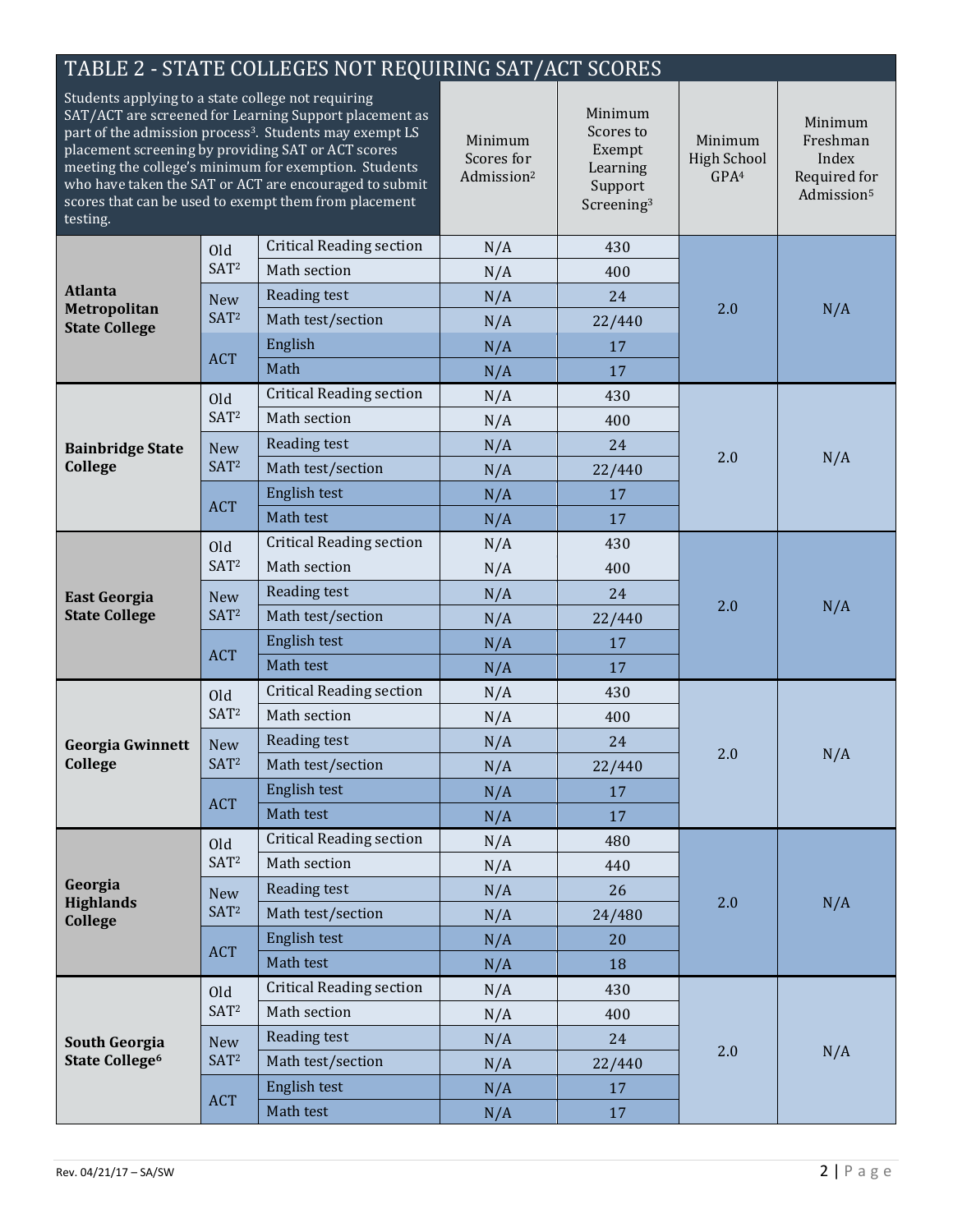# TABLE 2 - STATE COLLEGES NOT REQUIRING SAT/ACT SCORES

Students applying to a state college not requiring SAT/ACT are screened for Learning Support placement as part of the admission process[3]. Students may exempt LS placement screening by providing SAT or ACT scores meeting the college's minimum for exemption. Students who have taken the SAT or ACT are encouraged to submit scores that can be used to exempt them from placement testing.

| College | Test | Section | Minimum Scores for Admission[2] | Minimum Scores to Exempt Learning Support Screening[3] | Minimum High School GPA[4] | Minimum Freshman Index Required for Admission[5] |
|---|---|---|---|---|---|---|
| **Atlanta Metropolitan State College** | Old SAT[2] | Critical Reading section | N/A | 430 | 2.0 | N/A |
| | | Math section | N/A | 400 | | |
| | New SAT[2] | Reading test | N/A | 24 | | |
| | | Math test/section | N/A | 22/440 | | |
| | ACT | English | N/A | 17 | | |
| | | Math | N/A | 17 | | |
| **Bainbridge State College** | Old SAT[2] | Critical Reading section | N/A | 430 | 2.0 | N/A |
| | | Math section | N/A | 400 | | |
| | New SAT[2] | Reading test | N/A | 24 | | |
| | | Math test/section | N/A | 22/440 | | |
| | ACT | English test | N/A | 17 | | |
| | | Math test | N/A | 17 | | |
| **East Georgia State College** | Old SAT[2] | Critical Reading section | N/A | 430 | 2.0 | N/A |
| | | Math section | N/A | 400 | | |
| | New SAT[2] | Reading test | N/A | 24 | | |
| | | Math test/section | N/A | 22/440 | | |
| | ACT | English test | N/A | 17 | | |
| | | Math test | N/A | 17 | | |
| **Georgia Gwinnett College** | Old SAT[2] | Critical Reading section | N/A | 430 | 2.0 | N/A |
| | | Math section | N/A | 400 | | |
| | New SAT[2] | Reading test | N/A | 24 | | |
| | | Math test/section | N/A | 22/440 | | |
| | ACT | English test | N/A | 17 | | |
| | | Math test | N/A | 17 | | |
| **Georgia Highlands College** | Old SAT[2] | Critical Reading section | N/A | 480 | 2.0 | N/A |
| | | Math section | N/A | 440 | | |
| | New SAT[2] | Reading test | N/A | 26 | | |
| | | Math test/section | N/A | 24/480 | | |
| | ACT | English test | N/A | 20 | | |
| | | Math test | N/A | 18 | | |
| **South Georgia State College[6]** | Old SAT[2] | Critical Reading section | N/A | 430 | 2.0 | N/A |
| | | Math section | N/A | 400 | | |
| | New SAT[2] | Reading test | N/A | 24 | | |
| | | Math test/section | N/A | 22/440 | | |
| | ACT | English test | N/A | 17 | | |
| | | Math test | N/A | 17 | | |

Rev. 04/21/17 – SA/SW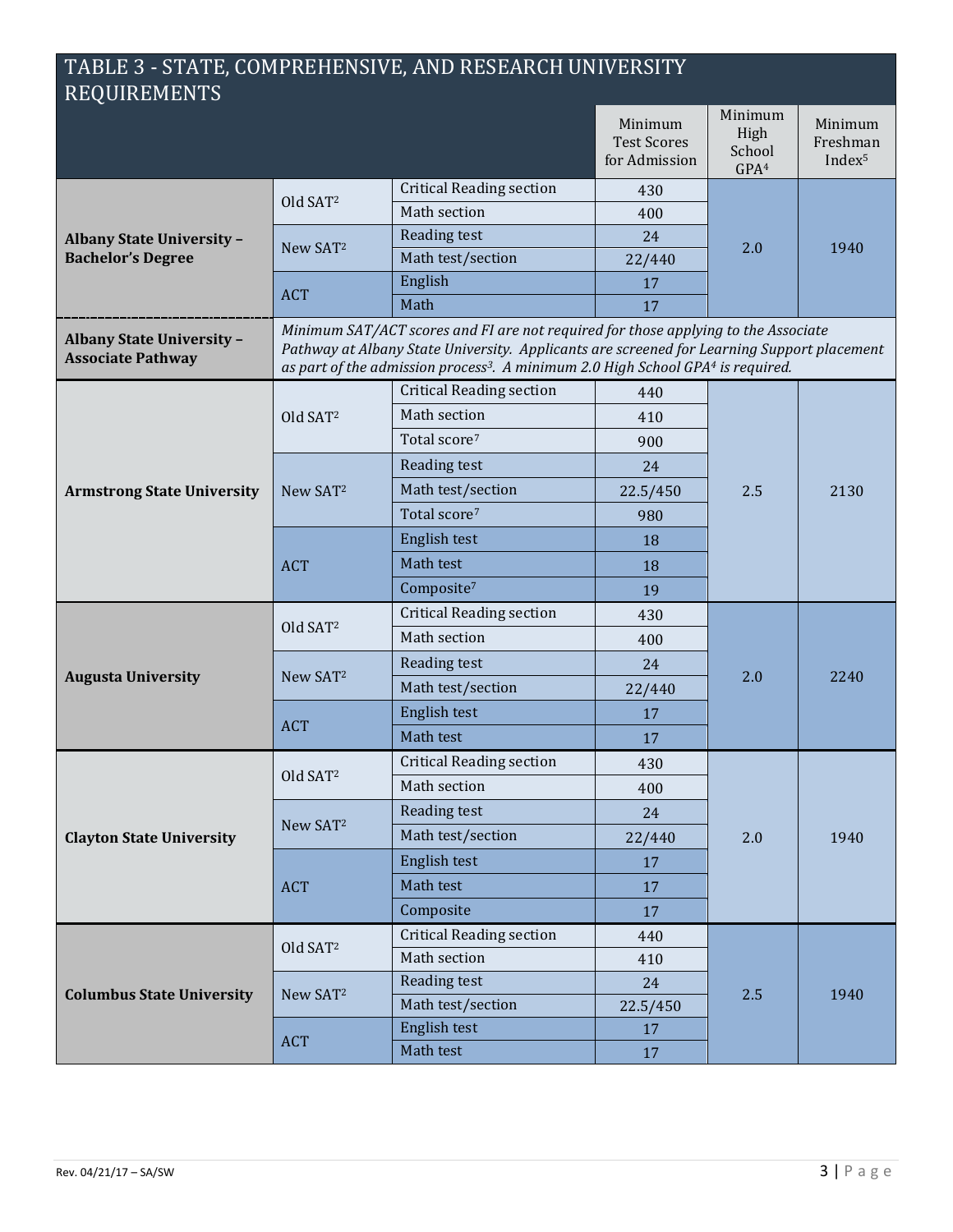## TABLE 3 - STATE, COMPREHENSIVE, AND RESEARCH UNIVERSITY REQUIREMENTS

| Institution | Test | Section | Minimum Test Scores for Admission | Minimum High School GPA[4] | Minimum Freshman Index[5] |
|---|---|---|---|---|---|
| **Albany State University – Bachelor's Degree** | Old SAT[2] | Critical Reading section | 430 | 2.0 | 1940 |
| | | Math section | 400 | | |
| | New SAT[2] | Reading test | 24 | | |
| | | Math test/section | 22/440 | | |
| | ACT | English | 17 | | |
| | | Math | 17 | | |
| **Albany State University – Associate Pathway** | *Minimum SAT/ACT scores and FI are not required for those applying to the Associate Pathway at Albany State University. Applicants are screened for Learning Support placement as part of the admission process[3]. A minimum 2.0 High School GPA[4] is required.* | | | | |
| **Armstrong State University** | Old SAT[2] | Critical Reading section | 440 | 2.5 | 2130 |
| | | Math section | 410 | | |
| | | Total score[7] | 900 | | |
| | New SAT[2] | Reading test | 24 | | |
| | | Math test/section | 22.5/450 | | |
| | | Total score[7] | 980 | | |
| | ACT | English test | 18 | | |
| | | Math test | 18 | | |
| | | Composite[7] | 19 | | |
| **Augusta University** | Old SAT[2] | Critical Reading section | 430 | 2.0 | 2240 |
| | | Math section | 400 | | |
| | New SAT[2] | Reading test | 24 | | |
| | | Math test/section | 22/440 | | |
| | ACT | English test | 17 | | |
| | | Math test | 17 | | |
| **Clayton State University** | Old SAT[2] | Critical Reading section | 430 | 2.0 | 1940 |
| | | Math section | 400 | | |
| | New SAT[2] | Reading test | 24 | | |
| | | Math test/section | 22/440 | | |
| | ACT | English test | 17 | | |
| | | Math test | 17 | | |
| | | Composite | 17 | | |
| **Columbus State University** | Old SAT[2] | Critical Reading section | 440 | 2.5 | 1940 |
| | | Math section | 410 | | |
| | New SAT[2] | Reading test | 24 | | |
| | | Math test/section | 22.5/450 | | |
| | ACT | English test | 17 | | |
| | | Math test | 17 | | |

Rev. 04/21/17 – SA/SW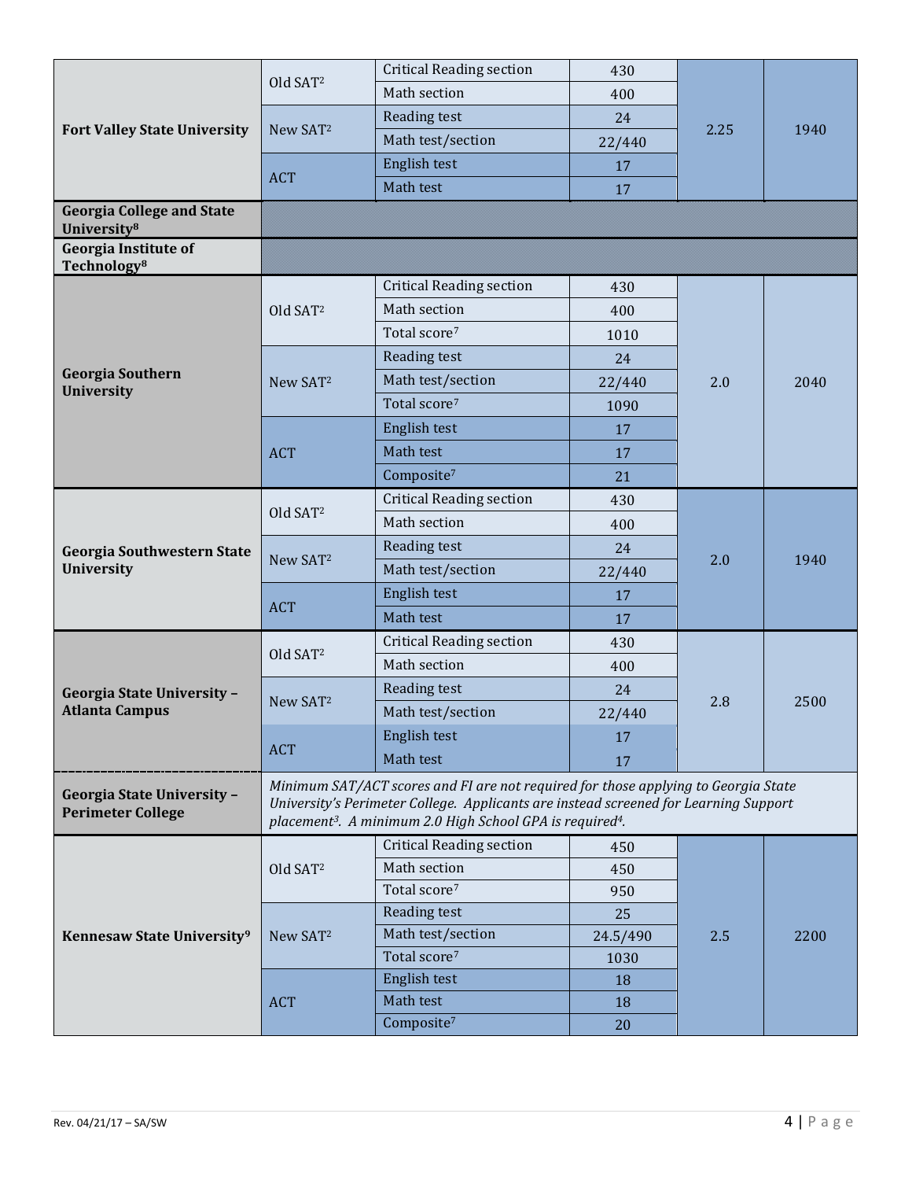| Institution | Test | Section | Minimum Score | High School GPA | Freshman Index |
|---|---|---|---|---|---|
| **Fort Valley State University** | Old SAT[2] | Critical Reading section | 430 | 2.25 | 1940 |
| | | Math section | 400 | | |
| | New SAT[2] | Reading test | 24 | | |
| | | Math test/section | 22/440 | | |
| | ACT | English test | 17 | | |
| | | Math test | 17 | | |
| **Georgia College and State University[8]** | | | | | |
| **Georgia Institute of Technology[8]** | | | | | |
| **Georgia Southern University** | Old SAT[2] | Critical Reading section | 430 | 2.0 | 2040 |
| | | Math section | 400 | | |
| | | Total score[7] | 1010 | | |
| | New SAT[2] | Reading test | 24 | | |
| | | Math test/section | 22/440 | | |
| | | Total score[7] | 1090 | | |
| | ACT | English test | 17 | | |
| | | Math test | 17 | | |
| | | Composite[7] | 21 | | |
| **Georgia Southwestern State University** | Old SAT[2] | Critical Reading section | 430 | 2.0 | 1940 |
| | | Math section | 400 | | |
| | New SAT[2] | Reading test | 24 | | |
| | | Math test/section | 22/440 | | |
| | ACT | English test | 17 | | |
| | | Math test | 17 | | |
| **Georgia State University – Atlanta Campus** | Old SAT[2] | Critical Reading section | 430 | 2.8 | 2500 |
| | | Math section | 400 | | |
| | New SAT[2] | Reading test | 24 | | |
| | | Math test/section | 22/440 | | |
| | ACT | English test | 17 | | |
| | | Math test | 17 | | |
| **Georgia State University – Perimeter College** | *Minimum SAT/ACT scores and FI are not required for those applying to Georgia State University's Perimeter College. Applicants are instead screened for Learning Support placement[3]. A minimum 2.0 High School GPA is required[4].* | | | | |
| **Kennesaw State University[9]** | Old SAT[2] | Critical Reading section | 450 | 2.5 | 2200 |
| | | Math section | 450 | | |
| | | Total score[7] | 950 | | |
| | New SAT[2] | Reading test | 25 | | |
| | | Math test/section | 24.5/490 | | |
| | | Total score[7] | 1030 | | |
| | ACT | English test | 18 | | |
| | | Math test | 18 | | |
| | | Composite[7] | 20 | | |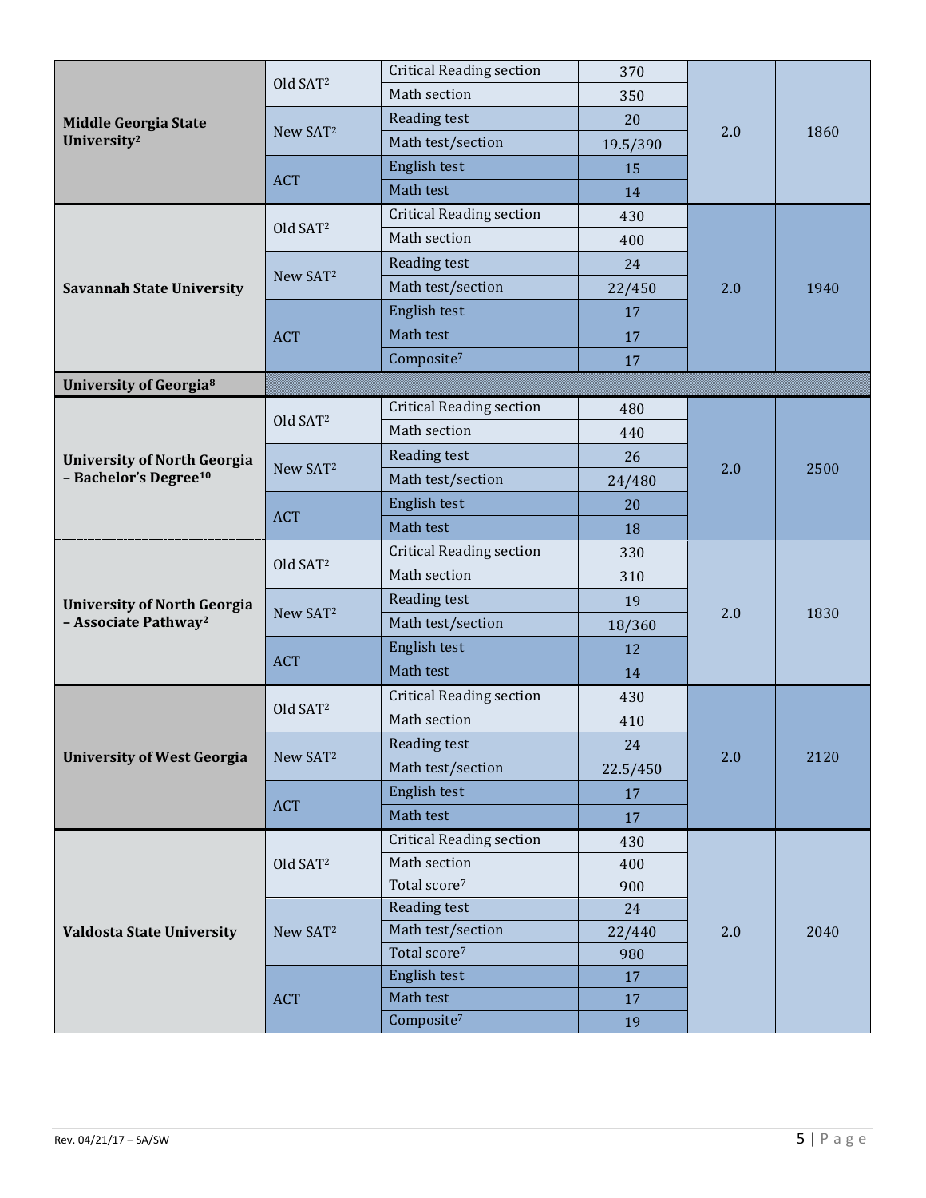| | | | | | |
|---|---|---|---|---|---|
| **Middle Georgia State University**[2] | Old SAT[2] | Critical Reading section | 370 | 2.0 | 1860 |
| | | Math section | 350 | | |
| | New SAT[2] | Reading test | 20 | | |
| | | Math test/section | 19.5/390 | | |
| | ACT | English test | 15 | | |
| | | Math test | 14 | | |
| **Savannah State University** | Old SAT[2] | Critical Reading section | 430 | 2.0 | 1940 |
| | | Math section | 400 | | |
| | New SAT[2] | Reading test | 24 | | |
| | | Math test/section | 22/450 | | |
| | ACT | English test | 17 | | |
| | | Math test | 17 | | |
| | | Composite[7] | 17 | | |
| **University of Georgia**[8] | | | | | |
| **University of North Georgia – Bachelor's Degree**[10] | Old SAT[2] | Critical Reading section | 480 | 2.0 | 2500 |
| | | Math section | 440 | | |
| | New SAT[2] | Reading test | 26 | | |
| | | Math test/section | 24/480 | | |
| | ACT | English test | 20 | | |
| | | Math test | 18 | | |
| **University of North Georgia – Associate Pathway**[2] | Old SAT[2] | Critical Reading section | 330 | 2.0 | 1830 |
| | | Math section | 310 | | |
| | New SAT[2] | Reading test | 19 | | |
| | | Math test/section | 18/360 | | |
| | ACT | English test | 12 | | |
| | | Math test | 14 | | |
| **University of West Georgia** | Old SAT[2] | Critical Reading section | 430 | 2.0 | 2120 |
| | | Math section | 410 | | |
| | New SAT[2] | Reading test | 24 | | |
| | | Math test/section | 22.5/450 | | |
| | ACT | English test | 17 | | |
| | | Math test | 17 | | |
| **Valdosta State University** | Old SAT[2] | Critical Reading section | 430 | 2.0 | 2040 |
| | | Math section | 400 | | |
| | | Total score[7] | 900 | | |
| | New SAT[2] | Reading test | 24 | | |
| | | Math test/section | 22/440 | | |
| | | Total score[7] | 980 | | |
| | ACT | English test | 17 | | |
| | | Math test | 17 | | |
| | | Composite[7] | 19 | | |

Rev. 04/21/17 – SA/SW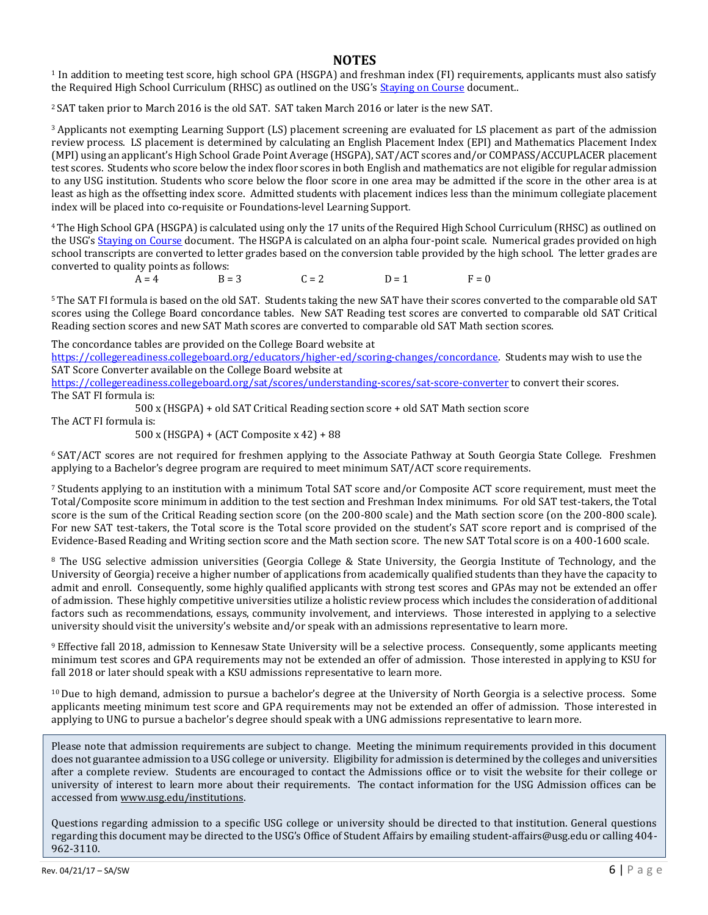## NOTES

[1] In addition to meeting test score, high school GPA (HSGPA) and freshman index (FI) requirements, applicants must also satisfy the Required High School Curriculum (RHSC) as outlined on the USG's Staying on Course document..

[2] SAT taken prior to March 2016 is the old SAT. SAT taken March 2016 or later is the new SAT.

[3] Applicants not exempting Learning Support (LS) placement screening are evaluated for LS placement as part of the admission review process. LS placement is determined by calculating an English Placement Index (EPI) and Mathematics Placement Index (MPI) using an applicant's High School Grade Point Average (HSGPA), SAT/ACT scores and/or COMPASS/ACCUPLACER placement test scores. Students who score below the index floor scores in both English and mathematics are not eligible for regular admission to any USG institution. Students who score below the floor score in one area may be admitted if the score in the other area is at least as high as the offsetting index score. Admitted students with placement indices less than the minimum collegiate placement index will be placed into co-requisite or Foundations-level Learning Support.

[4] The High School GPA (HSGPA) is calculated using only the 17 units of the Required High School Curriculum (RHSC) as outlined on the USG's Staying on Course document. The HSGPA is calculated on an alpha four-point scale. Numerical grades provided on high school transcripts are converted to letter grades based on the conversion table provided by the high school. The letter grades are converted to quality points as follows:

A = 4 B = 3 C = 2 D = 1 F = 0

[5] The SAT FI formula is based on the old SAT. Students taking the new SAT have their scores converted to the comparable old SAT scores using the College Board concordance tables. New SAT Reading test scores are converted to comparable old SAT Critical Reading section scores and new SAT Math scores are converted to comparable old SAT Math section scores.

The concordance tables are provided on the College Board website at https://collegereadiness.collegeboard.org/educators/higher-ed/scoring-changes/concordance. Students may wish to use the SAT Score Converter available on the College Board website at https://collegereadiness.collegeboard.org/sat/scores/understanding-scores/sat-score-converter to convert their scores.

The SAT FI formula is:

500 x (HSGPA) + old SAT Critical Reading section score + old SAT Math section score

The ACT FI formula is:

500 x (HSGPA) + (ACT Composite x 42) + 88

[6] SAT/ACT scores are not required for freshmen applying to the Associate Pathway at South Georgia State College. Freshmen applying to a Bachelor's degree program are required to meet minimum SAT/ACT score requirements.

[7] Students applying to an institution with a minimum Total SAT score and/or Composite ACT score requirement, must meet the Total/Composite score minimum in addition to the test section and Freshman Index minimums. For old SAT test-takers, the Total score is the sum of the Critical Reading section score (on the 200-800 scale) and the Math section score (on the 200-800 scale). For new SAT test-takers, the Total score is the Total score provided on the student's SAT score report and is comprised of the Evidence-Based Reading and Writing section score and the Math section score. The new SAT Total score is on a 400-1600 scale.

[8] The USG selective admission universities (Georgia College & State University, the Georgia Institute of Technology, and the University of Georgia) receive a higher number of applications from academically qualified students than they have the capacity to admit and enroll. Consequently, some highly qualified applicants with strong test scores and GPAs may not be extended an offer of admission. These highly competitive universities utilize a holistic review process which includes the consideration of additional factors such as recommendations, essays, community involvement, and interviews. Those interested in applying to a selective university should visit the university's website and/or speak with an admissions representative to learn more.

[9] Effective fall 2018, admission to Kennesaw State University will be a selective process. Consequently, some applicants meeting minimum test scores and GPA requirements may not be extended an offer of admission. Those interested in applying to KSU for fall 2018 or later should speak with a KSU admissions representative to learn more.

[10] Due to high demand, admission to pursue a bachelor's degree at the University of North Georgia is a selective process. Some applicants meeting minimum test score and GPA requirements may not be extended an offer of admission. Those interested in applying to UNG to pursue a bachelor's degree should speak with a UNG admissions representative to learn more.

Please note that admission requirements are subject to change. Meeting the minimum requirements provided in this document does not guarantee admission to a USG college or university. Eligibility for admission is determined by the colleges and universities after a complete review. Students are encouraged to contact the Admissions office or to visit the website for their college or university of interest to learn more about their requirements. The contact information for the USG Admission offices can be accessed from www.usg.edu/institutions.

Questions regarding admission to a specific USG college or university should be directed to that institution. General questions regarding this document may be directed to the USG's Office of Student Affairs by emailing student-affairs@usg.edu or calling 404-962-3110.

Rev. 04/21/17 – SA/SW